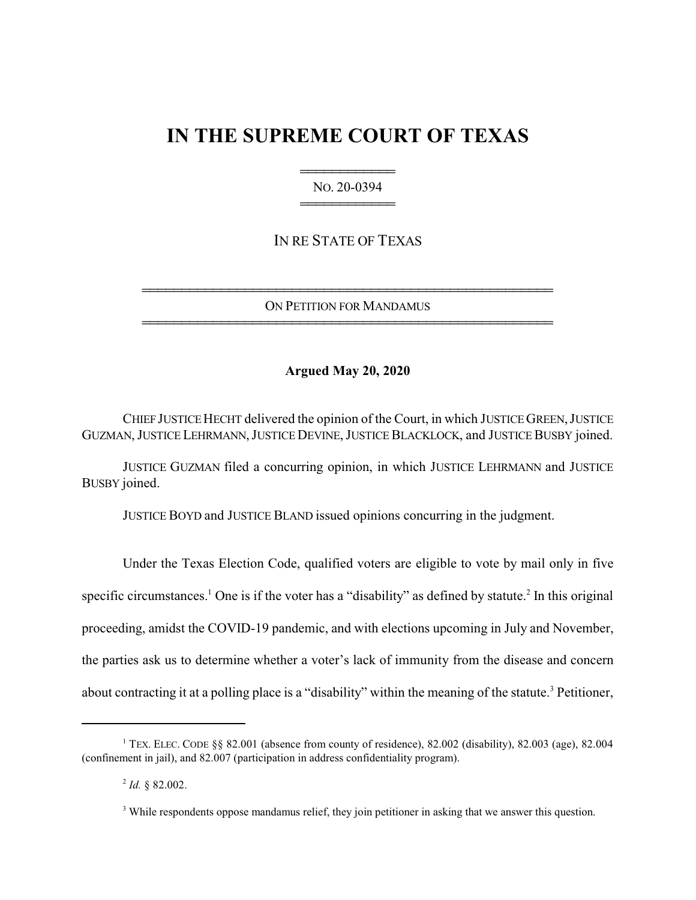# IN THE SUPREME COURT OF TEXAS

NO. 20-0394

IN RE STATE OF TEXAS

ON PETITION FOR MANDAMUS

**Argued May 20, 2020**

CHIEF JUSTICE HECHT delivered the opinion of the Court, in which JUSTICE GREEN, JUSTICE GUZMAN, JUSTICE LEHRMANN, JUSTICE DEVINE, JUSTICE BLACKLOCK, and JUSTICE BUSBY joined.

JUSTICE GUZMAN filed a concurring opinion, in which JUSTICE LEHRMANN and JUSTICE BUSBY joined.

JUSTICE BOYD and JUSTICE BLAND issued opinions concurring in the judgment.

Under the Texas Election Code, qualified voters are eligible to vote by mail only in five specific circumstances.[1] One is if the voter has a "disability" as defined by statute.[2] In this original proceeding, amidst the COVID-19 pandemic, and with elections upcoming in July and November, the parties ask us to determine whether a voter's lack of immunity from the disease and concern about contracting it at a polling place is a "disability" within the meaning of the statute.[3] Petitioner,

---

[1] TEX. ELEC. CODE §§ 82.001 (absence from county of residence), 82.002 (disability), 82.003 (age), 82.004 (confinement in jail), and 82.007 (participation in address confidentiality program).

[2] *Id.* § 82.002.

[3] While respondents oppose mandamus relief, they join petitioner in asking that we answer this question.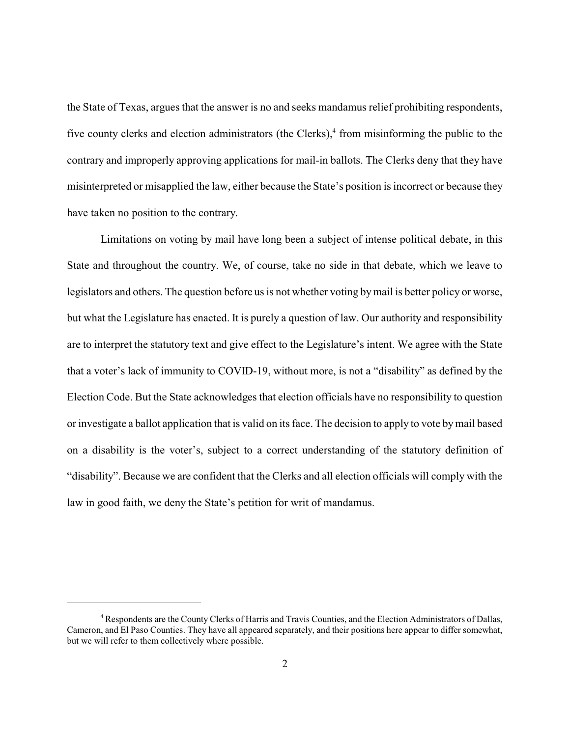the State of Texas, argues that the answer is no and seeks mandamus relief prohibiting respondents, five county clerks and election administrators (the Clerks),[4] from misinforming the public to the contrary and improperly approving applications for mail-in ballots. The Clerks deny that they have misinterpreted or misapplied the law, either because the State's position is incorrect or because they have taken no position to the contrary.

Limitations on voting by mail have long been a subject of intense political debate, in this State and throughout the country. We, of course, take no side in that debate, which we leave to legislators and others. The question before us is not whether voting by mail is better policy or worse, but what the Legislature has enacted. It is purely a question of law. Our authority and responsibility are to interpret the statutory text and give effect to the Legislature's intent. We agree with the State that a voter's lack of immunity to COVID-19, without more, is not a "disability" as defined by the Election Code. But the State acknowledges that election officials have no responsibility to question or investigate a ballot application that is valid on its face. The decision to apply to vote by mail based on a disability is the voter's, subject to a correct understanding of the statutory definition of "disability". Because we are confident that the Clerks and all election officials will comply with the law in good faith, we deny the State's petition for writ of mandamus.

---

[4] Respondents are the County Clerks of Harris and Travis Counties, and the Election Administrators of Dallas, Cameron, and El Paso Counties. They have all appeared separately, and their positions here appear to differ somewhat, but we will refer to them collectively where possible.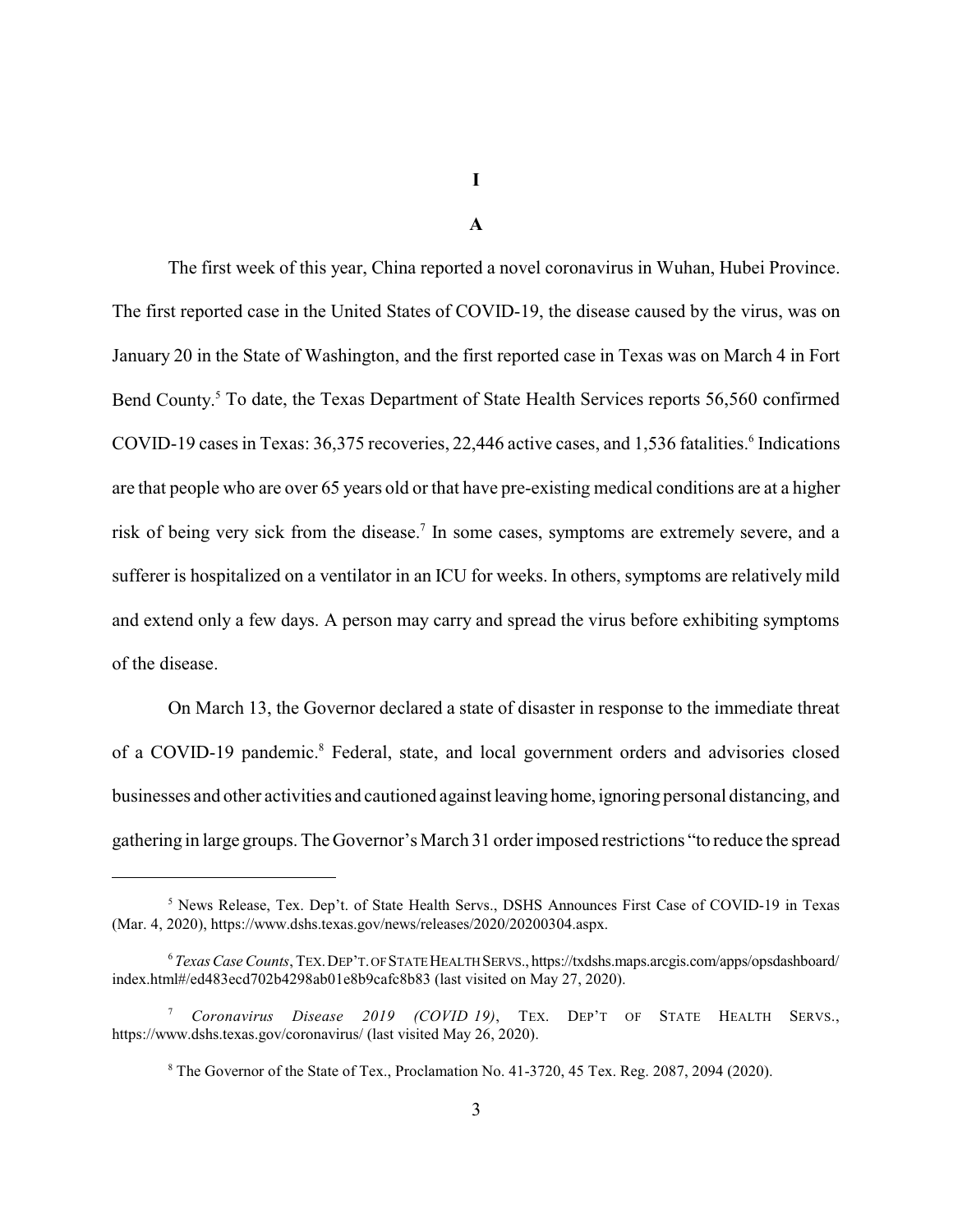# I

## A

The first week of this year, China reported a novel coronavirus in Wuhan, Hubei Province. The first reported case in the United States of COVID-19, the disease caused by the virus, was on January 20 in the State of Washington, and the first reported case in Texas was on March 4 in Fort Bend County.[5] To date, the Texas Department of State Health Services reports 56,560 confirmed COVID-19 cases in Texas: 36,375 recoveries, 22,446 active cases, and 1,536 fatalities.[6] Indications are that people who are over 65 years old or that have pre-existing medical conditions are at a higher risk of being very sick from the disease.[7] In some cases, symptoms are extremely severe, and a sufferer is hospitalized on a ventilator in an ICU for weeks. In others, symptoms are relatively mild and extend only a few days. A person may carry and spread the virus before exhibiting symptoms of the disease.

On March 13, the Governor declared a state of disaster in response to the immediate threat of a COVID-19 pandemic.[8] Federal, state, and local government orders and advisories closed businesses and other activities and cautioned against leaving home, ignoring personal distancing, and gathering in large groups. The Governor's March 31 order imposed restrictions "to reduce the spread

---

[5] News Release, Tex. Dep't. of State Health Servs., DSHS Announces First Case of COVID-19 in Texas (Mar. 4, 2020), https://www.dshs.texas.gov/news/releases/2020/20200304.aspx.

[6] *Texas Case Counts*, TEX. DEP'T. OF STATE HEALTH SERVS., https://txdshs.maps.arcgis.com/apps/opsdashboard/index.html#/ed483ecd702b4298ab01e8b9cafc8b83 (last visited on May 27, 2020).

[7] *Coronavirus Disease 2019 (COVID 19)*, TEX. DEP'T OF STATE HEALTH SERVS., https://www.dshs.texas.gov/coronavirus/ (last visited May 26, 2020).

[8] The Governor of the State of Tex., Proclamation No. 41-3720, 45 Tex. Reg. 2087, 2094 (2020).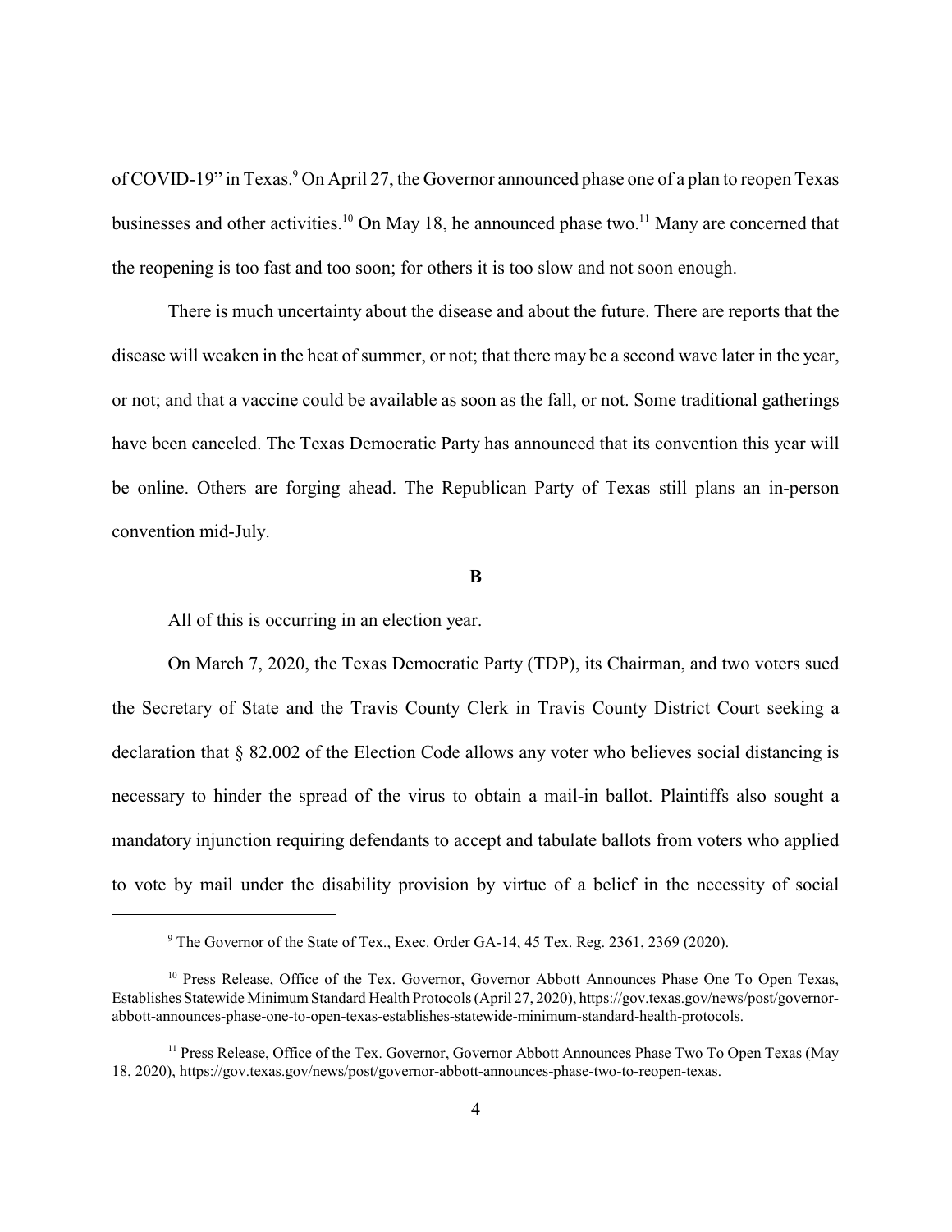of COVID-19" in Texas.[9] On April 27, the Governor announced phase one of a plan to reopen Texas businesses and other activities.[10] On May 18, he announced phase two.[11] Many are concerned that the reopening is too fast and too soon; for others it is too slow and not soon enough.

There is much uncertainty about the disease and about the future. There are reports that the disease will weaken in the heat of summer, or not; that there may be a second wave later in the year, or not; and that a vaccine could be available as soon as the fall, or not. Some traditional gatherings have been canceled. The Texas Democratic Party has announced that its convention this year will be online. Others are forging ahead. The Republican Party of Texas still plans an in-person convention mid-July.

**B**

All of this is occurring in an election year.

On March 7, 2020, the Texas Democratic Party (TDP), its Chairman, and two voters sued the Secretary of State and the Travis County Clerk in Travis County District Court seeking a declaration that § 82.002 of the Election Code allows any voter who believes social distancing is necessary to hinder the spread of the virus to obtain a mail-in ballot. Plaintiffs also sought a mandatory injunction requiring defendants to accept and tabulate ballots from voters who applied to vote by mail under the disability provision by virtue of a belief in the necessity of social

---

[9] The Governor of the State of Tex., Exec. Order GA-14, 45 Tex. Reg. 2361, 2369 (2020).

[10] Press Release, Office of the Tex. Governor, Governor Abbott Announces Phase One To Open Texas, Establishes Statewide Minimum Standard Health Protocols (April 27, 2020), https://gov.texas.gov/news/post/governor-abbott-announces-phase-one-to-open-texas-establishes-statewide-minimum-standard-health-protocols.

[11] Press Release, Office of the Tex. Governor, Governor Abbott Announces Phase Two To Open Texas (May 18, 2020), https://gov.texas.gov/news/post/governor-abbott-announces-phase-two-to-reopen-texas.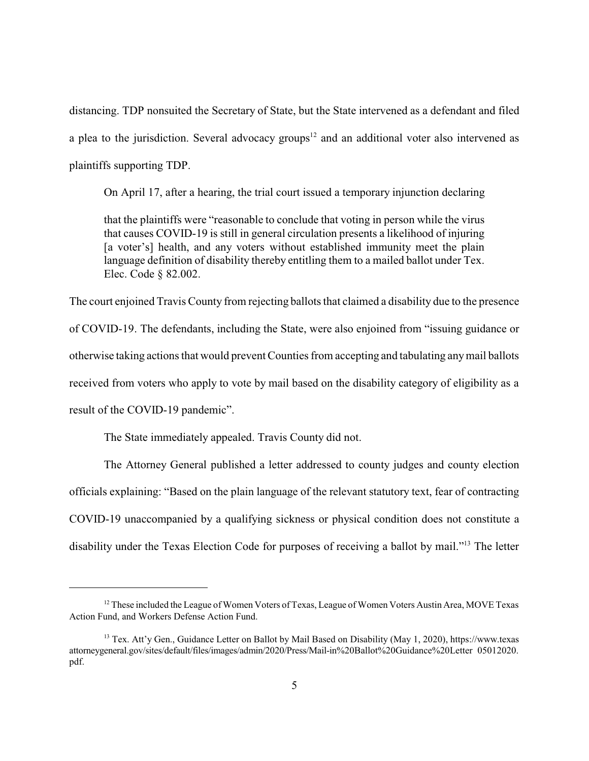distancing. TDP nonsuited the Secretary of State, but the State intervened as a defendant and filed a plea to the jurisdiction. Several advocacy groups[12] and an additional voter also intervened as plaintiffs supporting TDP.

On April 17, after a hearing, the trial court issued a temporary injunction declaring

> that the plaintiffs were "reasonable to conclude that voting in person while the virus that causes COVID-19 is still in general circulation presents a likelihood of injuring [a voter's] health, and any voters without established immunity meet the plain language definition of disability thereby entitling them to a mailed ballot under Tex. Elec. Code § 82.002.

The court enjoined Travis County from rejecting ballots that claimed a disability due to the presence of COVID-19. The defendants, including the State, were also enjoined from "issuing guidance or otherwise taking actions that would prevent Counties from accepting and tabulating any mail ballots received from voters who apply to vote by mail based on the disability category of eligibility as a result of the COVID-19 pandemic".

The State immediately appealed. Travis County did not.

The Attorney General published a letter addressed to county judges and county election officials explaining: "Based on the plain language of the relevant statutory text, fear of contracting COVID-19 unaccompanied by a qualifying sickness or physical condition does not constitute a disability under the Texas Election Code for purposes of receiving a ballot by mail."[13] The letter

---

[12] These included the League of Women Voters of Texas, League of Women Voters Austin Area, MOVE Texas Action Fund, and Workers Defense Action Fund.

[13] Tex. Att'y Gen., Guidance Letter on Ballot by Mail Based on Disability (May 1, 2020), https://www.texasattorneygeneral.gov/sites/default/files/images/admin/2020/Press/Mail-in%20Ballot%20Guidance%20Letter 05012020.pdf.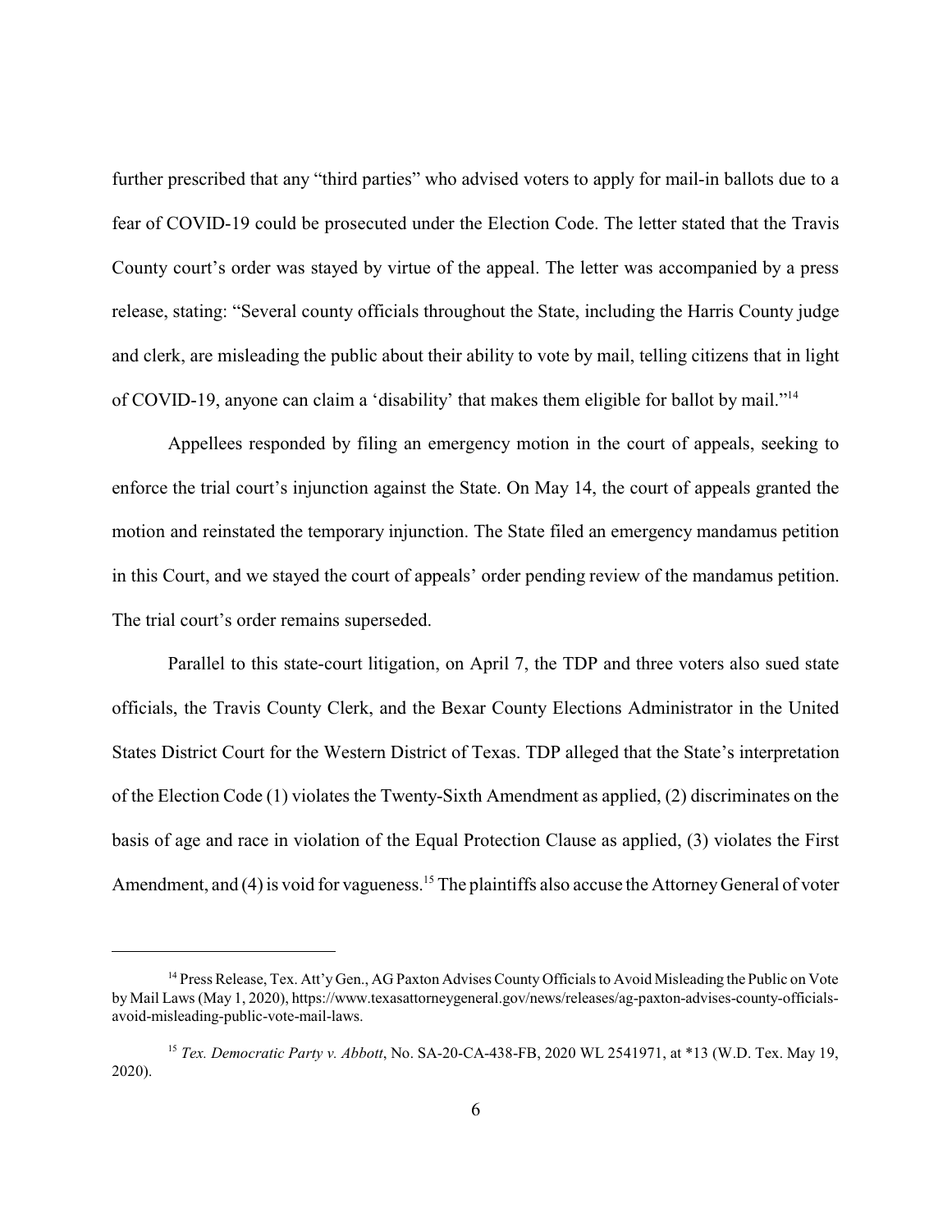further prescribed that any "third parties" who advised voters to apply for mail-in ballots due to a fear of COVID-19 could be prosecuted under the Election Code. The letter stated that the Travis County court's order was stayed by virtue of the appeal. The letter was accompanied by a press release, stating: "Several county officials throughout the State, including the Harris County judge and clerk, are misleading the public about their ability to vote by mail, telling citizens that in light of COVID-19, anyone can claim a 'disability' that makes them eligible for ballot by mail."[14]

Appellees responded by filing an emergency motion in the court of appeals, seeking to enforce the trial court's injunction against the State. On May 14, the court of appeals granted the motion and reinstated the temporary injunction. The State filed an emergency mandamus petition in this Court, and we stayed the court of appeals' order pending review of the mandamus petition. The trial court's order remains superseded.

Parallel to this state-court litigation, on April 7, the TDP and three voters also sued state officials, the Travis County Clerk, and the Bexar County Elections Administrator in the United States District Court for the Western District of Texas. TDP alleged that the State's interpretation of the Election Code (1) violates the Twenty-Sixth Amendment as applied, (2) discriminates on the basis of age and race in violation of the Equal Protection Clause as applied, (3) violates the First Amendment, and (4) is void for vagueness.[15] The plaintiffs also accuse the Attorney General of voter

---

[14] Press Release, Tex. Att'y Gen., AG Paxton Advises County Officials to Avoid Misleading the Public on Vote by Mail Laws (May 1, 2020), https://www.texasattorneygeneral.gov/news/releases/ag-paxton-advises-county-officials-avoid-misleading-public-vote-mail-laws.

[15] *Tex. Democratic Party v. Abbott*, No. SA-20-CA-438-FB, 2020 WL 2541971, at *13 (W.D. Tex. May 19, 2020).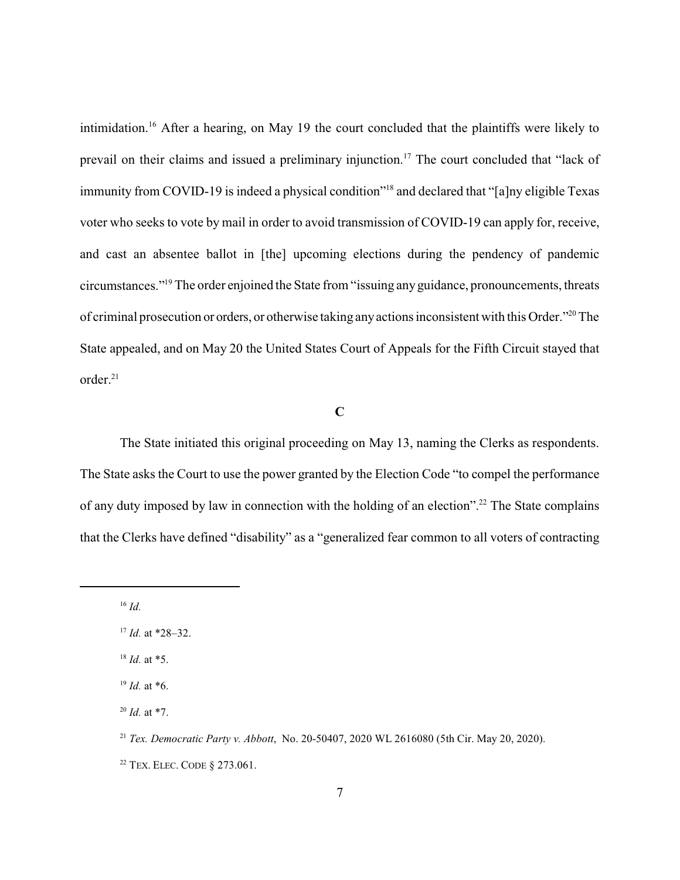intimidation.[16] After a hearing, on May 19 the court concluded that the plaintiffs were likely to prevail on their claims and issued a preliminary injunction.[17] The court concluded that "lack of immunity from COVID-19 is indeed a physical condition"[18] and declared that "[a]ny eligible Texas voter who seeks to vote by mail in order to avoid transmission of COVID-19 can apply for, receive, and cast an absentee ballot in [the] upcoming elections during the pendency of pandemic circumstances."[19] The order enjoined the State from "issuing any guidance, pronouncements, threats of criminal prosecution or orders, or otherwise taking any actions inconsistent with this Order."[20] The State appealed, and on May 20 the United States Court of Appeals for the Fifth Circuit stayed that order.[21]

### C

The State initiated this original proceeding on May 13, naming the Clerks as respondents. The State asks the Court to use the power granted by the Election Code "to compel the performance of any duty imposed by law in connection with the holding of an election".[22] The State complains that the Clerks have defined "disability" as a "generalized fear common to all voters of contracting

---

[16] *Id.*

[17] *Id.* at *28–32.

[18] *Id.* at *5.

[19] *Id.* at *6.

[20] *Id.* at *7.

[21] *Tex. Democratic Party v. Abbott*, No. 20-50407, 2020 WL 2616080 (5th Cir. May 20, 2020).

[22] TEX. ELEC. CODE § 273.061.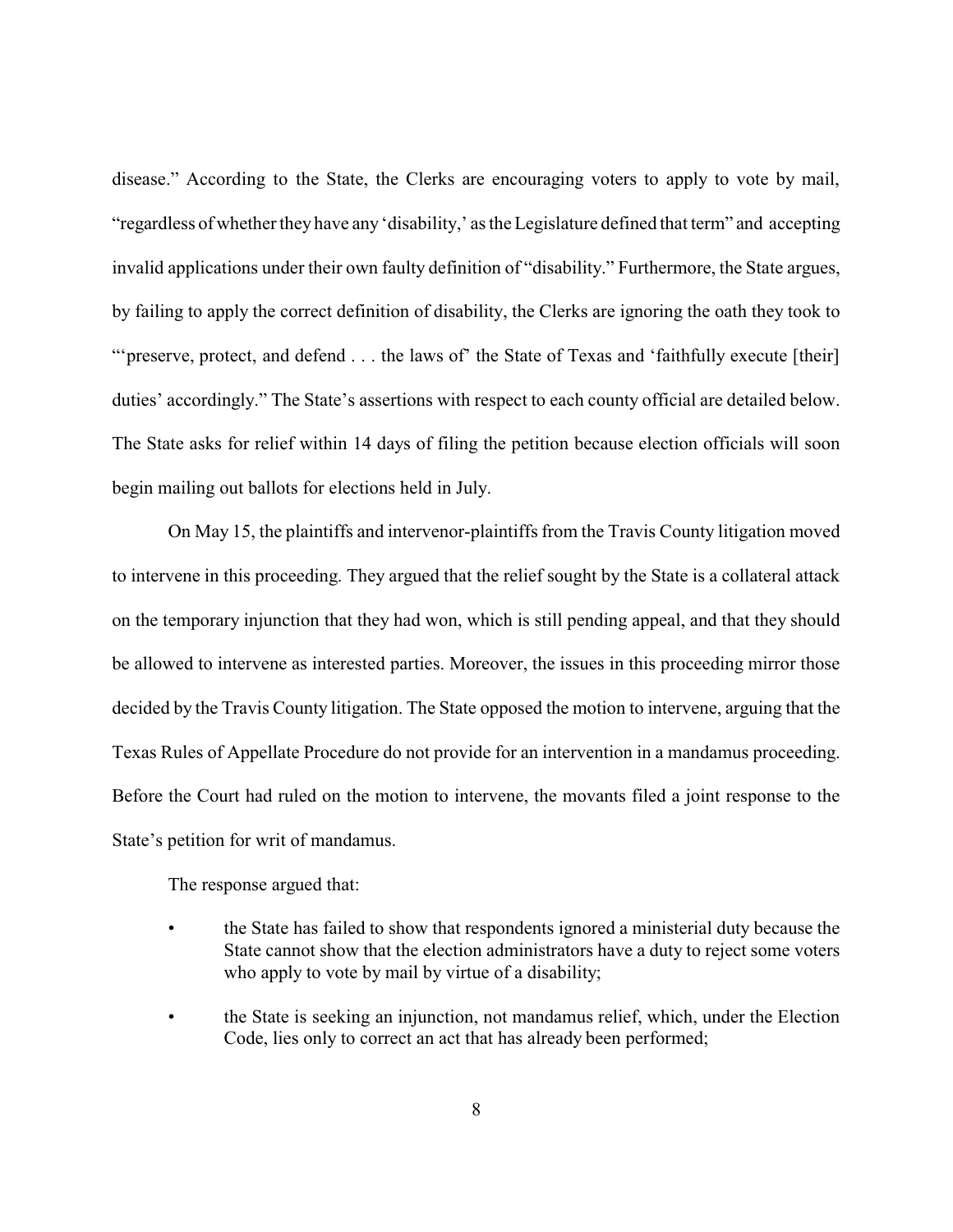disease." According to the State, the Clerks are encouraging voters to apply to vote by mail, "regardless of whether they have any 'disability,' as the Legislature defined that term" and accepting invalid applications under their own faulty definition of "disability." Furthermore, the State argues, by failing to apply the correct definition of disability, the Clerks are ignoring the oath they took to "'preserve, protect, and defend . . . the laws of' the State of Texas and 'faithfully execute [their] duties' accordingly." The State's assertions with respect to each county official are detailed below. The State asks for relief within 14 days of filing the petition because election officials will soon begin mailing out ballots for elections held in July.

On May 15, the plaintiffs and intervenor-plaintiffs from the Travis County litigation moved to intervene in this proceeding. They argued that the relief sought by the State is a collateral attack on the temporary injunction that they had won, which is still pending appeal, and that they should be allowed to intervene as interested parties. Moreover, the issues in this proceeding mirror those decided by the Travis County litigation. The State opposed the motion to intervene, arguing that the Texas Rules of Appellate Procedure do not provide for an intervention in a mandamus proceeding. Before the Court had ruled on the motion to intervene, the movants filed a joint response to the State's petition for writ of mandamus.

The response argued that:

- the State has failed to show that respondents ignored a ministerial duty because the State cannot show that the election administrators have a duty to reject some voters who apply to vote by mail by virtue of a disability;
- the State is seeking an injunction, not mandamus relief, which, under the Election Code, lies only to correct an act that has already been performed;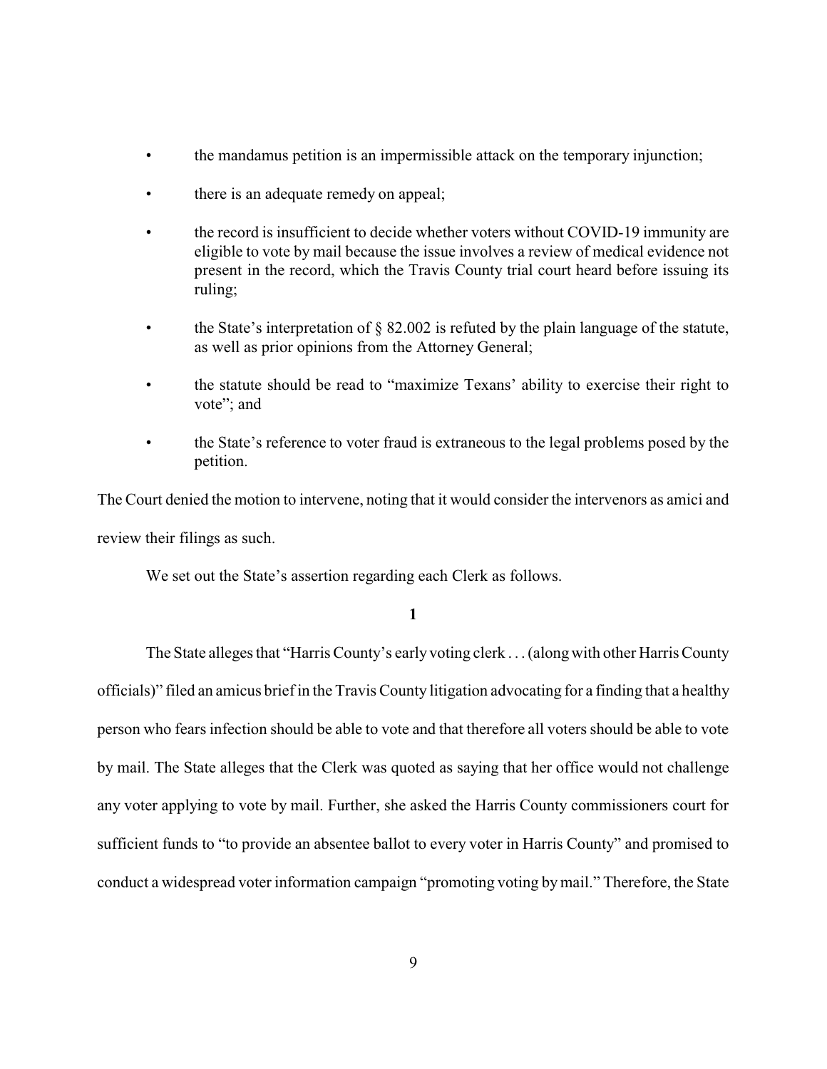- the mandamus petition is an impermissible attack on the temporary injunction;
- there is an adequate remedy on appeal;
- the record is insufficient to decide whether voters without COVID-19 immunity are eligible to vote by mail because the issue involves a review of medical evidence not present in the record, which the Travis County trial court heard before issuing its ruling;
- the State's interpretation of § 82.002 is refuted by the plain language of the statute, as well as prior opinions from the Attorney General;
- the statute should be read to "maximize Texans' ability to exercise their right to vote"; and
- the State's reference to voter fraud is extraneous to the legal problems posed by the petition.

The Court denied the motion to intervene, noting that it would consider the intervenors as amici and review their filings as such.

We set out the State's assertion regarding each Clerk as follows.

**1**

The State alleges that "Harris County's early voting clerk . . . (along with other Harris County officials)" filed an amicus brief in the Travis County litigation advocating for a finding that a healthy person who fears infection should be able to vote and that therefore all voters should be able to vote by mail. The State alleges that the Clerk was quoted as saying that her office would not challenge any voter applying to vote by mail. Further, she asked the Harris County commissioners court for sufficient funds to "to provide an absentee ballot to every voter in Harris County" and promised to conduct a widespread voter information campaign "promoting voting by mail." Therefore, the State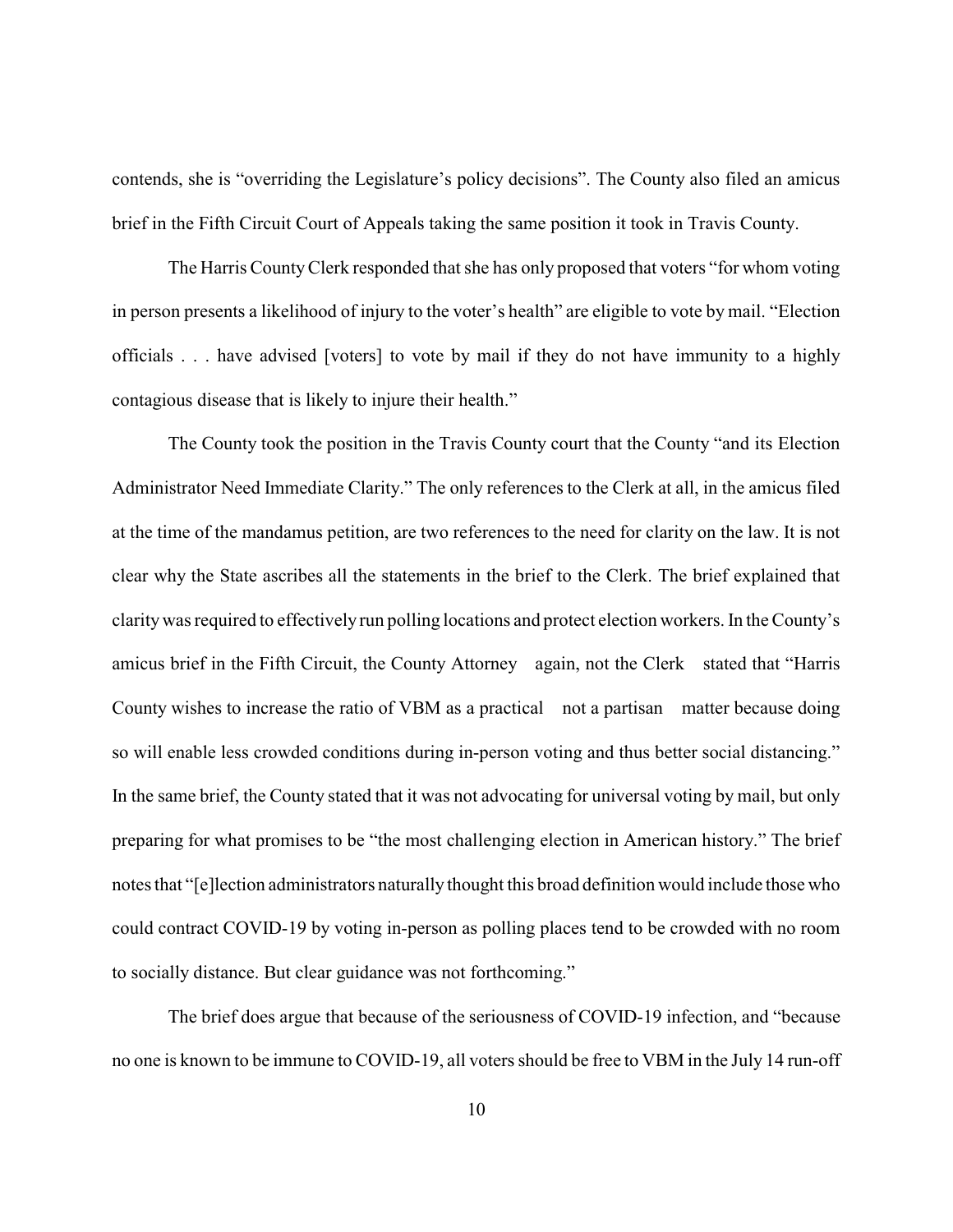contends, she is "overriding the Legislature's policy decisions". The County also filed an amicus brief in the Fifth Circuit Court of Appeals taking the same position it took in Travis County.

The Harris County Clerk responded that she has only proposed that voters "for whom voting in person presents a likelihood of injury to the voter's health" are eligible to vote by mail. "Election officials . . . have advised [voters] to vote by mail if they do not have immunity to a highly contagious disease that is likely to injure their health."

The County took the position in the Travis County court that the County "and its Election Administrator Need Immediate Clarity." The only references to the Clerk at all, in the amicus filed at the time of the mandamus petition, are two references to the need for clarity on the law. It is not clear why the State ascribes all the statements in the brief to the Clerk. The brief explained that clarity was required to effectively run polling locations and protect election workers. In the County's amicus brief in the Fifth Circuit, the County Attorney again, not the Clerk stated that "Harris County wishes to increase the ratio of VBM as a practical not a partisan matter because doing so will enable less crowded conditions during in-person voting and thus better social distancing." In the same brief, the County stated that it was not advocating for universal voting by mail, but only preparing for what promises to be "the most challenging election in American history." The brief notes that "[e]lection administrators naturally thought this broad definition would include those who could contract COVID-19 by voting in-person as polling places tend to be crowded with no room to socially distance. But clear guidance was not forthcoming."

The brief does argue that because of the seriousness of COVID-19 infection, and "because no one is known to be immune to COVID-19, all voters should be free to VBM in the July 14 run-off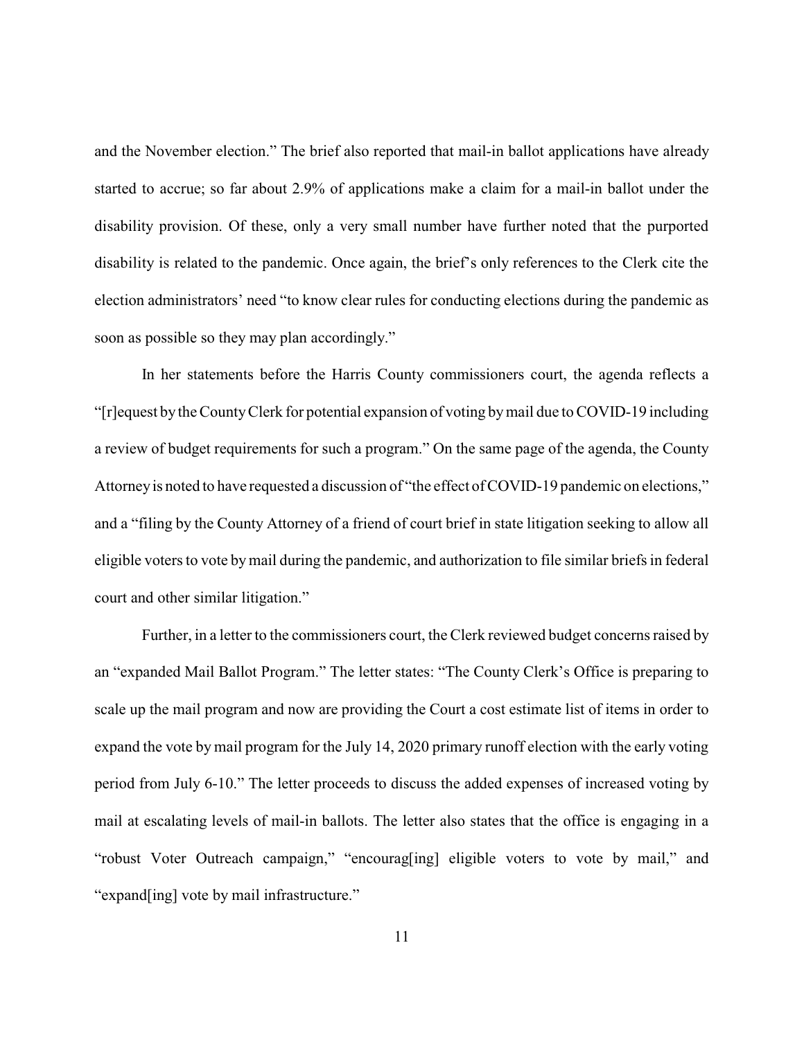and the November election." The brief also reported that mail-in ballot applications have already started to accrue; so far about 2.9% of applications make a claim for a mail-in ballot under the disability provision. Of these, only a very small number have further noted that the purported disability is related to the pandemic. Once again, the brief's only references to the Clerk cite the election administrators' need "to know clear rules for conducting elections during the pandemic as soon as possible so they may plan accordingly."

In her statements before the Harris County commissioners court, the agenda reflects a "[r]equest by the County Clerk for potential expansion of voting by mail due to COVID-19 including a review of budget requirements for such a program." On the same page of the agenda, the County Attorney is noted to have requested a discussion of "the effect of COVID-19 pandemic on elections," and a "filing by the County Attorney of a friend of court brief in state litigation seeking to allow all eligible voters to vote by mail during the pandemic, and authorization to file similar briefs in federal court and other similar litigation."

Further, in a letter to the commissioners court, the Clerk reviewed budget concerns raised by an "expanded Mail Ballot Program." The letter states: "The County Clerk's Office is preparing to scale up the mail program and now are providing the Court a cost estimate list of items in order to expand the vote by mail program for the July 14, 2020 primary runoff election with the early voting period from July 6-10." The letter proceeds to discuss the added expenses of increased voting by mail at escalating levels of mail-in ballots. The letter also states that the office is engaging in a "robust Voter Outreach campaign," "encourag[ing] eligible voters to vote by mail," and "expand[ing] vote by mail infrastructure."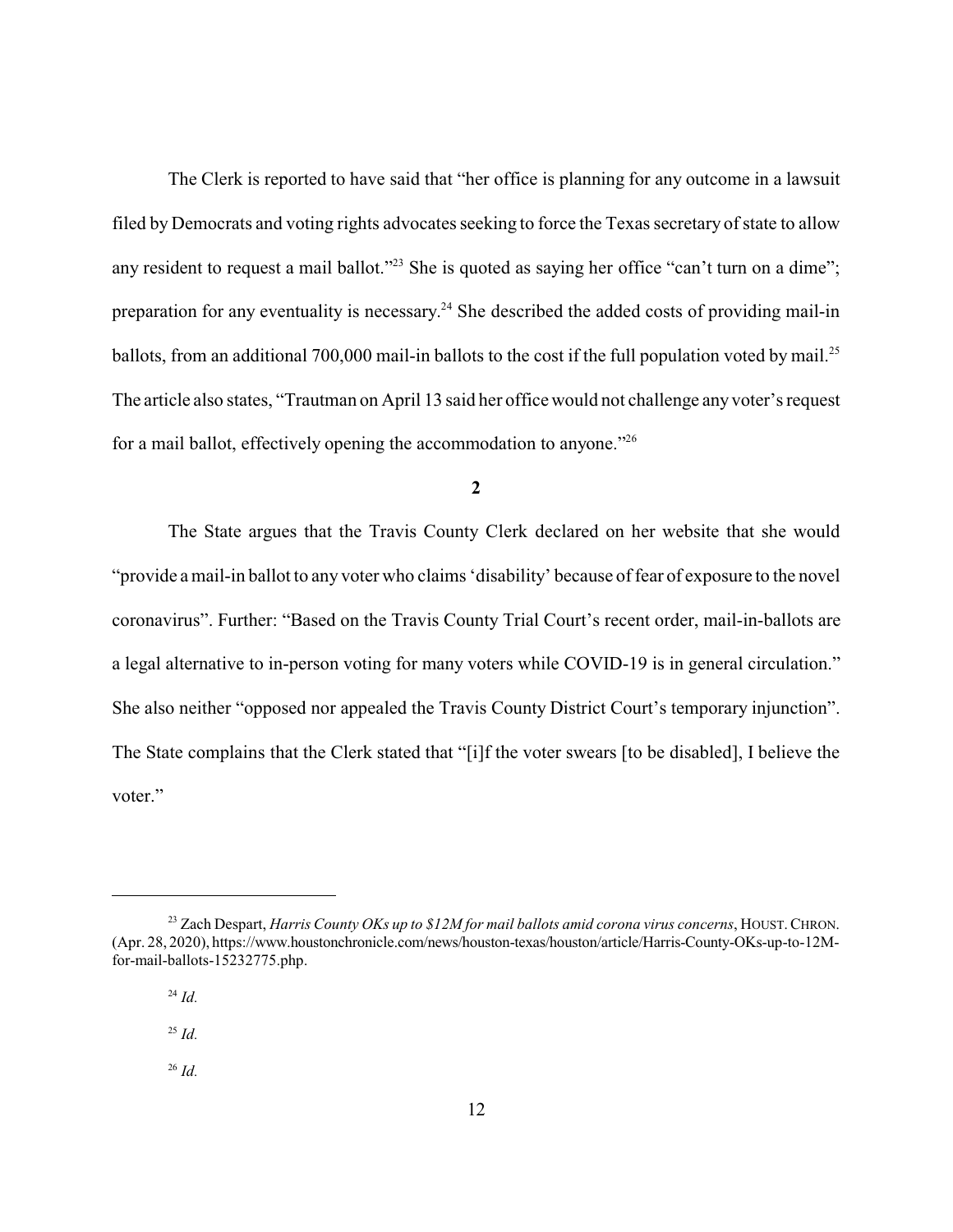The Clerk is reported to have said that "her office is planning for any outcome in a lawsuit filed by Democrats and voting rights advocates seeking to force the Texas secretary of state to allow any resident to request a mail ballot."[23] She is quoted as saying her office "can't turn on a dime"; preparation for any eventuality is necessary.[24] She described the added costs of providing mail-in ballots, from an additional 700,000 mail-in ballots to the cost if the full population voted by mail.[25] The article also states, "Trautman on April 13 said her office would not challenge any voter's request for a mail ballot, effectively opening the accommodation to anyone."[26]

**2**

The State argues that the Travis County Clerk declared on her website that she would "provide a mail-in ballot to any voter who claims 'disability' because of fear of exposure to the novel coronavirus". Further: "Based on the Travis County Trial Court's recent order, mail-in-ballots are a legal alternative to in-person voting for many voters while COVID-19 is in general circulation." She also neither "opposed nor appealed the Travis County District Court's temporary injunction". The State complains that the Clerk stated that "[i]f the voter swears [to be disabled], I believe the voter."

---

[23] Zach Despart, *Harris County OKs up to $12M for mail ballots amid corona virus concerns*, HOUST. CHRON. (Apr. 28, 2020), https://www.houstonchronicle.com/news/houston-texas/houston/article/Harris-County-OKs-up-to-12M-for-mail-ballots-15232775.php.

[24] *Id.*

[25] *Id.*

[26] *Id.*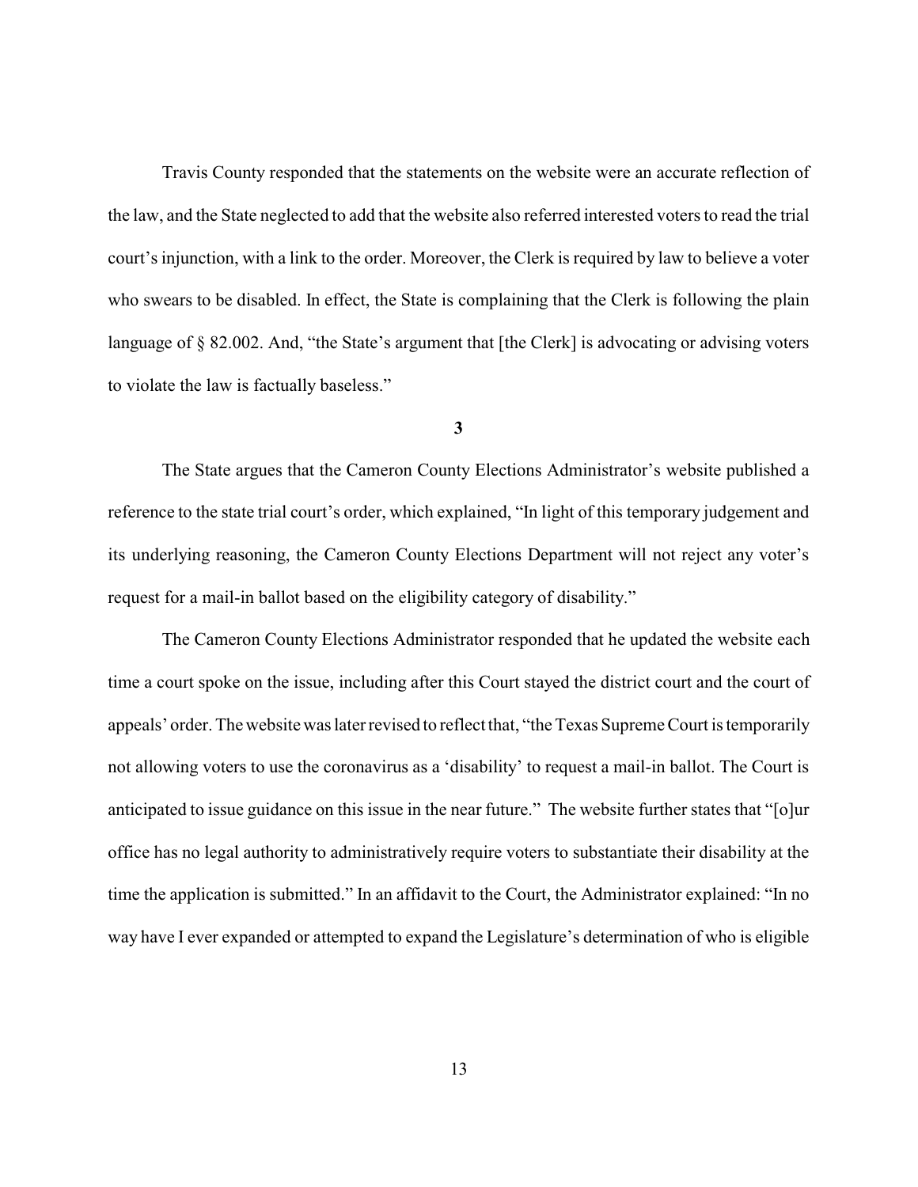Travis County responded that the statements on the website were an accurate reflection of the law, and the State neglected to add that the website also referred interested voters to read the trial court's injunction, with a link to the order. Moreover, the Clerk is required by law to believe a voter who swears to be disabled. In effect, the State is complaining that the Clerk is following the plain language of § 82.002. And, "the State's argument that [the Clerk] is advocating or advising voters to violate the law is factually baseless."

**3**

The State argues that the Cameron County Elections Administrator's website published a reference to the state trial court's order, which explained, "In light of this temporary judgement and its underlying reasoning, the Cameron County Elections Department will not reject any voter's request for a mail-in ballot based on the eligibility category of disability."

The Cameron County Elections Administrator responded that he updated the website each time a court spoke on the issue, including after this Court stayed the district court and the court of appeals' order. The website was later revised to reflect that, "the Texas Supreme Court is temporarily not allowing voters to use the coronavirus as a 'disability' to request a mail-in ballot. The Court is anticipated to issue guidance on this issue in the near future." The website further states that "[o]ur office has no legal authority to administratively require voters to substantiate their disability at the time the application is submitted." In an affidavit to the Court, the Administrator explained: "In no way have I ever expanded or attempted to expand the Legislature's determination of who is eligible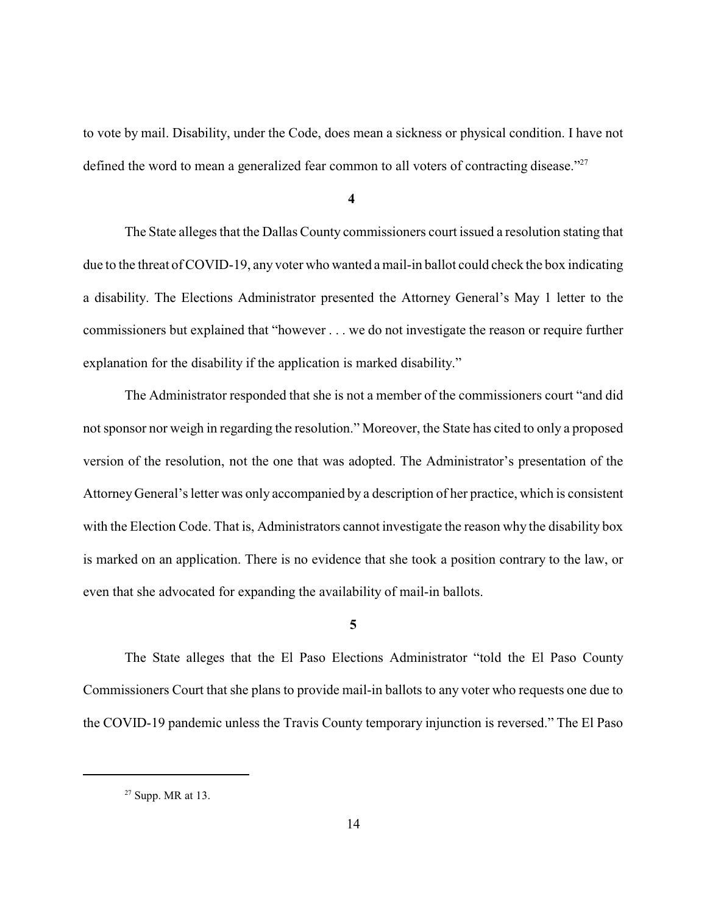to vote by mail. Disability, under the Code, does mean a sickness or physical condition. I have not defined the word to mean a generalized fear common to all voters of contracting disease."[27]

**4**

The State alleges that the Dallas County commissioners court issued a resolution stating that due to the threat of COVID-19, any voter who wanted a mail-in ballot could check the box indicating a disability. The Elections Administrator presented the Attorney General's May 1 letter to the commissioners but explained that "however . . . we do not investigate the reason or require further explanation for the disability if the application is marked disability."

The Administrator responded that she is not a member of the commissioners court "and did not sponsor nor weigh in regarding the resolution." Moreover, the State has cited to only a proposed version of the resolution, not the one that was adopted. The Administrator's presentation of the Attorney General's letter was only accompanied by a description of her practice, which is consistent with the Election Code. That is, Administrators cannot investigate the reason why the disability box is marked on an application. There is no evidence that she took a position contrary to the law, or even that she advocated for expanding the availability of mail-in ballots.

**5**

The State alleges that the El Paso Elections Administrator "told the El Paso County Commissioners Court that she plans to provide mail-in ballots to any voter who requests one due to the COVID-19 pandemic unless the Travis County temporary injunction is reversed." The El Paso

---

[27] Supp. MR at 13.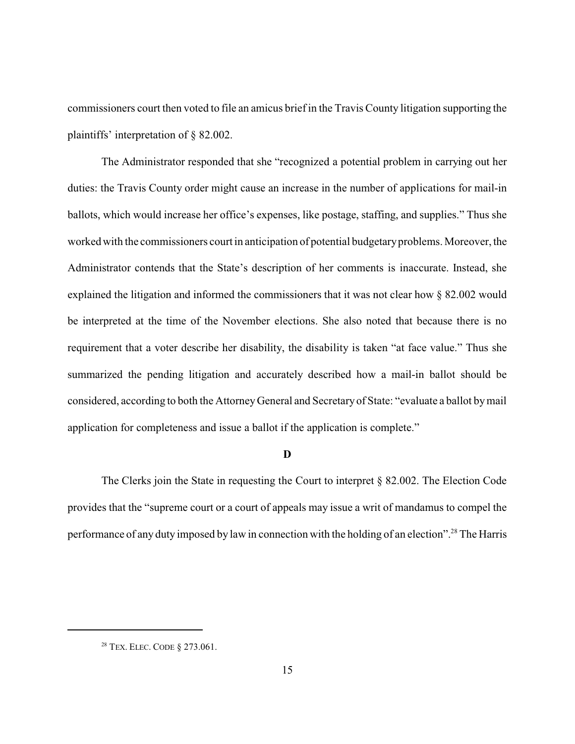commissioners court then voted to file an amicus brief in the Travis County litigation supporting the plaintiffs' interpretation of § 82.002.

The Administrator responded that she "recognized a potential problem in carrying out her duties: the Travis County order might cause an increase in the number of applications for mail-in ballots, which would increase her office's expenses, like postage, staffing, and supplies." Thus she worked with the commissioners court in anticipation of potential budgetary problems. Moreover, the Administrator contends that the State's description of her comments is inaccurate. Instead, she explained the litigation and informed the commissioners that it was not clear how § 82.002 would be interpreted at the time of the November elections. She also noted that because there is no requirement that a voter describe her disability, the disability is taken "at face value." Thus she summarized the pending litigation and accurately described how a mail-in ballot should be considered, according to both the Attorney General and Secretary of State: "evaluate a ballot by mail application for completeness and issue a ballot if the application is complete."

**D**

The Clerks join the State in requesting the Court to interpret § 82.002. The Election Code provides that the "supreme court or a court of appeals may issue a writ of mandamus to compel the performance of any duty imposed by law in connection with the holding of an election".[28] The Harris

---

[28] TEX. ELEC. CODE § 273.061.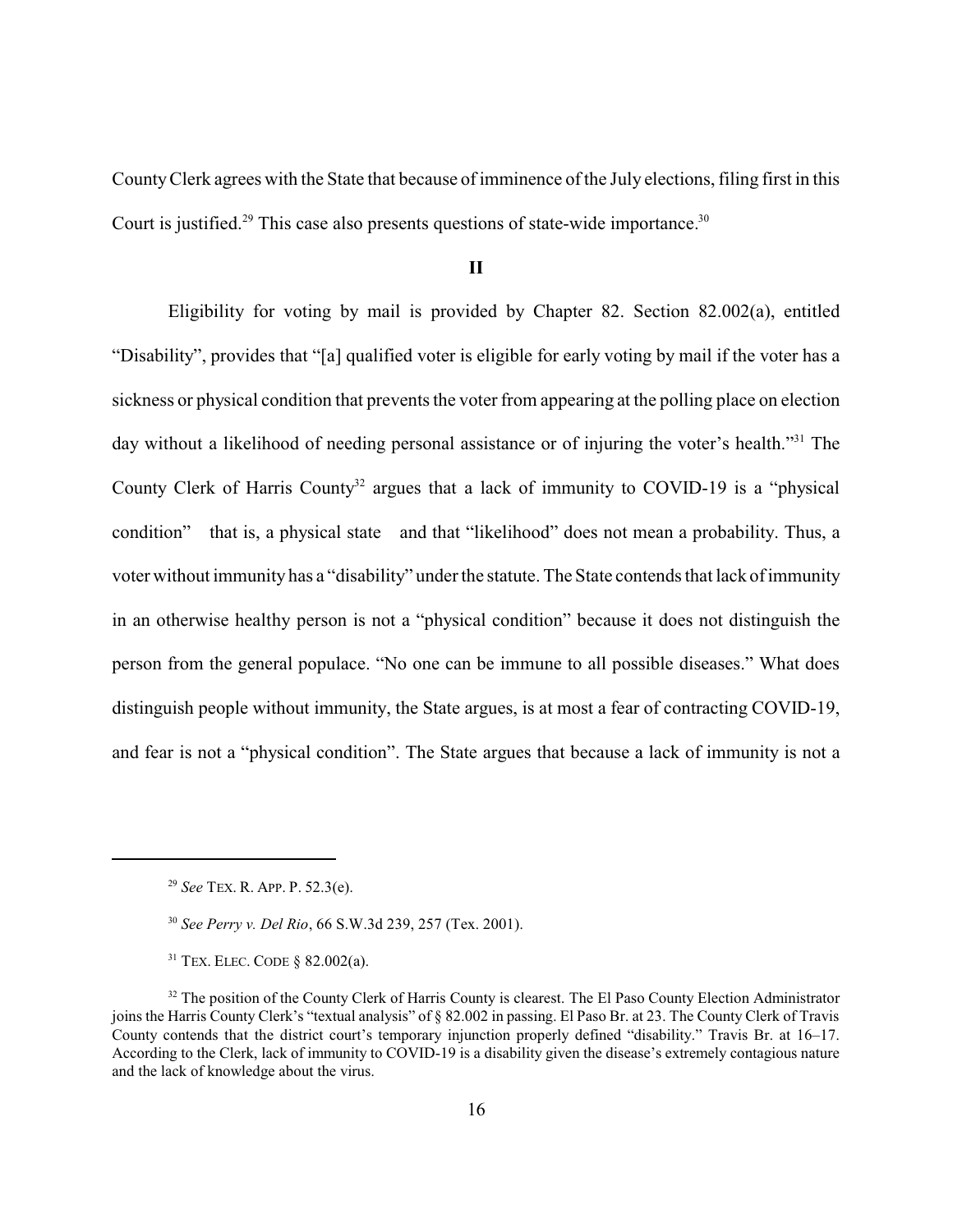County Clerk agrees with the State that because of imminence of the July elections, filing first in this Court is justified.[29] This case also presents questions of state-wide importance.[30]

## II

Eligibility for voting by mail is provided by Chapter 82. Section 82.002(a), entitled "Disability", provides that "[a] qualified voter is eligible for early voting by mail if the voter has a sickness or physical condition that prevents the voter from appearing at the polling place on election day without a likelihood of needing personal assistance or of injuring the voter's health."[31] The County Clerk of Harris County[32] argues that a lack of immunity to COVID-19 is a "physical condition" — that is, a physical state — and that "likelihood" does not mean a probability. Thus, a voter without immunity has a "disability" under the statute. The State contends that lack of immunity in an otherwise healthy person is not a "physical condition" because it does not distinguish the person from the general populace. "No one can be immune to all possible diseases." What does distinguish people without immunity, the State argues, is at most a fear of contracting COVID-19, and fear is not a "physical condition". The State argues that because a lack of immunity is not a

---

[29] *See* TEX. R. APP. P. 52.3(e).

[30] *See Perry v. Del Rio*, 66 S.W.3d 239, 257 (Tex. 2001).

[31] TEX. ELEC. CODE § 82.002(a).

[32] The position of the County Clerk of Harris County is clearest. The El Paso County Election Administrator joins the Harris County Clerk's "textual analysis" of § 82.002 in passing. El Paso Br. at 23. The County Clerk of Travis County contends that the district court's temporary injunction properly defined "disability." Travis Br. at 16–17. According to the Clerk, lack of immunity to COVID-19 is a disability given the disease's extremely contagious nature and the lack of knowledge about the virus.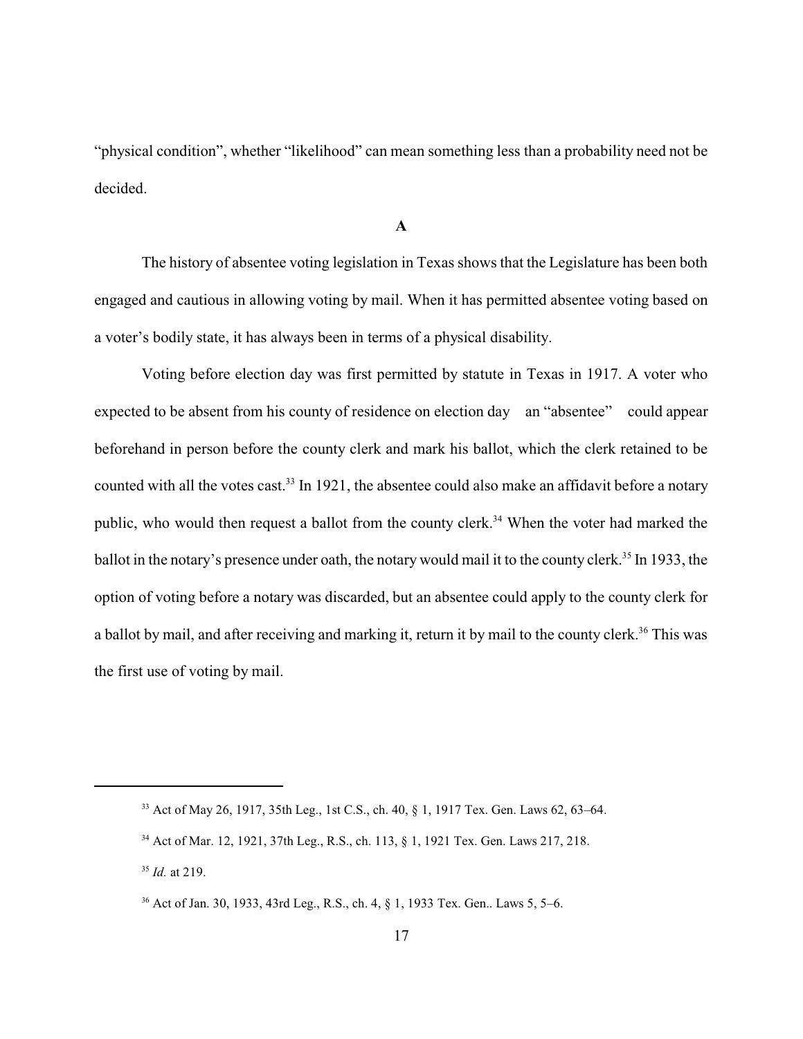"physical condition", whether "likelihood" can mean something less than a probability need not be decided.

### A

The history of absentee voting legislation in Texas shows that the Legislature has been both engaged and cautious in allowing voting by mail. When it has permitted absentee voting based on a voter's bodily state, it has always been in terms of a physical disability.

Voting before election day was first permitted by statute in Texas in 1917. A voter who expected to be absent from his county of residence on election day — an "absentee" — could appear beforehand in person before the county clerk and mark his ballot, which the clerk retained to be counted with all the votes cast.[33] In 1921, the absentee could also make an affidavit before a notary public, who would then request a ballot from the county clerk.[34] When the voter had marked the ballot in the notary's presence under oath, the notary would mail it to the county clerk.[35] In 1933, the option of voting before a notary was discarded, but an absentee could apply to the county clerk for a ballot by mail, and after receiving and marking it, return it by mail to the county clerk.[36] This was the first use of voting by mail.

---

[33] Act of May 26, 1917, 35th Leg., 1st C.S., ch. 40, § 1, 1917 Tex. Gen. Laws 62, 63–64.

[34] Act of Mar. 12, 1921, 37th Leg., R.S., ch. 113, § 1, 1921 Tex. Gen. Laws 217, 218.

[35] *Id.* at 219.

[36] Act of Jan. 30, 1933, 43rd Leg., R.S., ch. 4, § 1, 1933 Tex. Gen.. Laws 5, 5–6.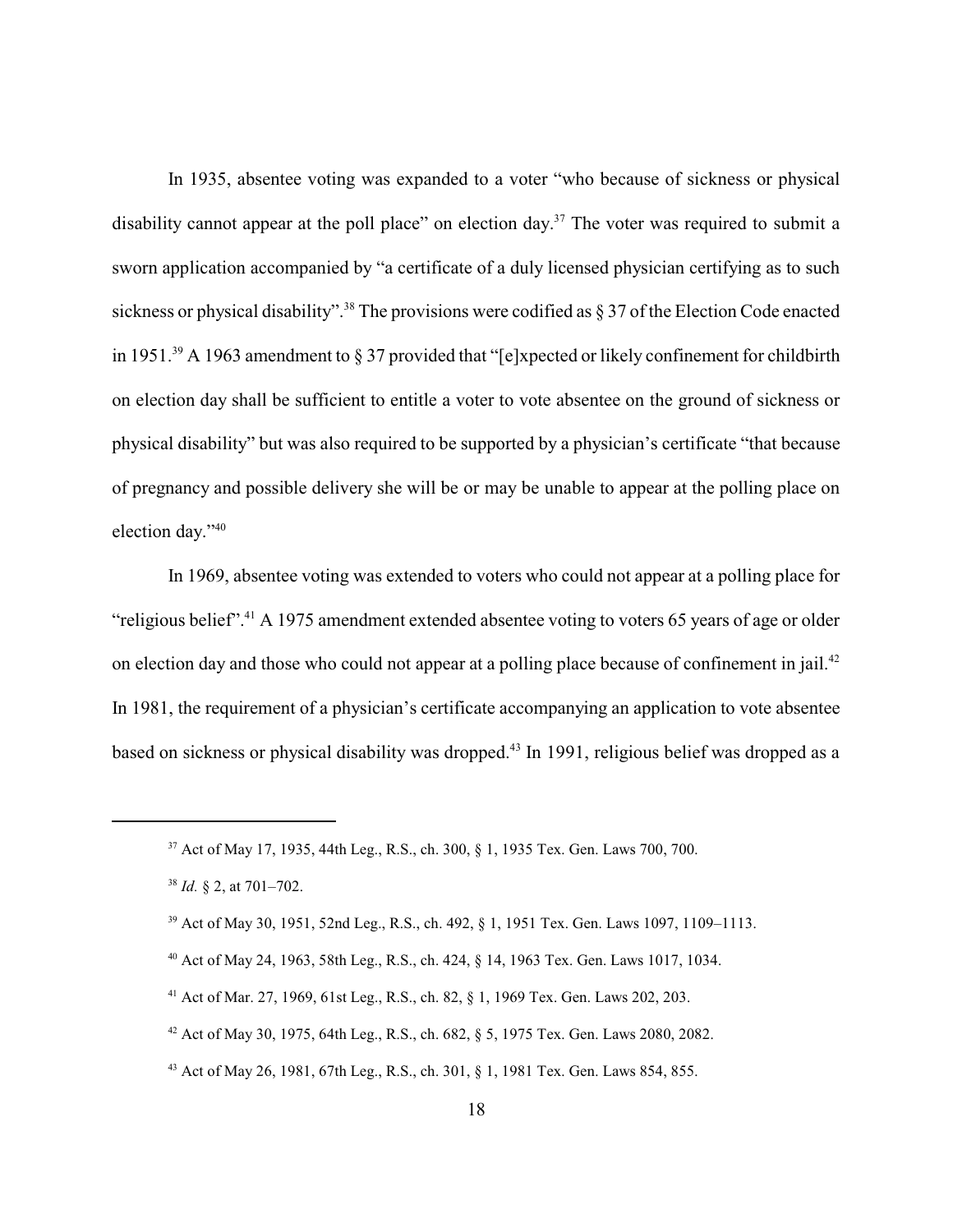In 1935, absentee voting was expanded to a voter "who because of sickness or physical disability cannot appear at the poll place" on election day.[37] The voter was required to submit a sworn application accompanied by "a certificate of a duly licensed physician certifying as to such sickness or physical disability".[38] The provisions were codified as § 37 of the Election Code enacted in 1951.[39] A 1963 amendment to § 37 provided that "[e]xpected or likely confinement for childbirth on election day shall be sufficient to entitle a voter to vote absentee on the ground of sickness or physical disability" but was also required to be supported by a physician's certificate "that because of pregnancy and possible delivery she will be or may be unable to appear at the polling place on election day."[40]

In 1969, absentee voting was extended to voters who could not appear at a polling place for "religious belief".[41] A 1975 amendment extended absentee voting to voters 65 years of age or older on election day and those who could not appear at a polling place because of confinement in jail.[42] In 1981, the requirement of a physician's certificate accompanying an application to vote absentee based on sickness or physical disability was dropped.[43] In 1991, religious belief was dropped as a

---

[37] Act of May 17, 1935, 44th Leg., R.S., ch. 300, § 1, 1935 Tex. Gen. Laws 700, 700.

[38] *Id.* § 2, at 701–702.

[39] Act of May 30, 1951, 52nd Leg., R.S., ch. 492, § 1, 1951 Tex. Gen. Laws 1097, 1109–1113.

[40] Act of May 24, 1963, 58th Leg., R.S., ch. 424, § 14, 1963 Tex. Gen. Laws 1017, 1034.

[41] Act of Mar. 27, 1969, 61st Leg., R.S., ch. 82, § 1, 1969 Tex. Gen. Laws 202, 203.

[42] Act of May 30, 1975, 64th Leg., R.S., ch. 682, § 5, 1975 Tex. Gen. Laws 2080, 2082.

[43] Act of May 26, 1981, 67th Leg., R.S., ch. 301, § 1, 1981 Tex. Gen. Laws 854, 855.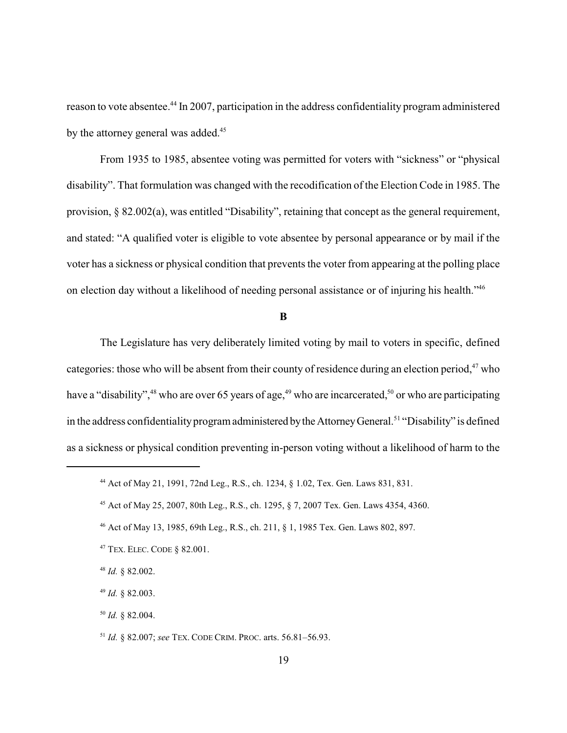reason to vote absentee.[44] In 2007, participation in the address confidentiality program administered by the attorney general was added.[45]

From 1935 to 1985, absentee voting was permitted for voters with "sickness" or "physical disability". That formulation was changed with the recodification of the Election Code in 1985. The provision, § 82.002(a), was entitled "Disability", retaining that concept as the general requirement, and stated: "A qualified voter is eligible to vote absentee by personal appearance or by mail if the voter has a sickness or physical condition that prevents the voter from appearing at the polling place on election day without a likelihood of needing personal assistance or of injuring his health."[46]

**B**

The Legislature has very deliberately limited voting by mail to voters in specific, defined categories: those who will be absent from their county of residence during an election period,[47] who have a "disability",[48] who are over 65 years of age,[49] who are incarcerated,[50] or who are participating in the address confidentiality program administered by the Attorney General.[51] "Disability" is defined as a sickness or physical condition preventing in-person voting without a likelihood of harm to the

---

[44] Act of May 21, 1991, 72nd Leg., R.S., ch. 1234, § 1.02, Tex. Gen. Laws 831, 831.

[45] Act of May 25, 2007, 80th Leg., R.S., ch. 1295, § 7, 2007 Tex. Gen. Laws 4354, 4360.

[46] Act of May 13, 1985, 69th Leg., R.S., ch. 211, § 1, 1985 Tex. Gen. Laws 802, 897.

[47] TEX. ELEC. CODE § 82.001.

[48] *Id.* § 82.002.

[49] *Id.* § 82.003.

[50] *Id.* § 82.004.

[51] *Id.* § 82.007; *see* TEX. CODE CRIM. PROC. arts. 56.81–56.93.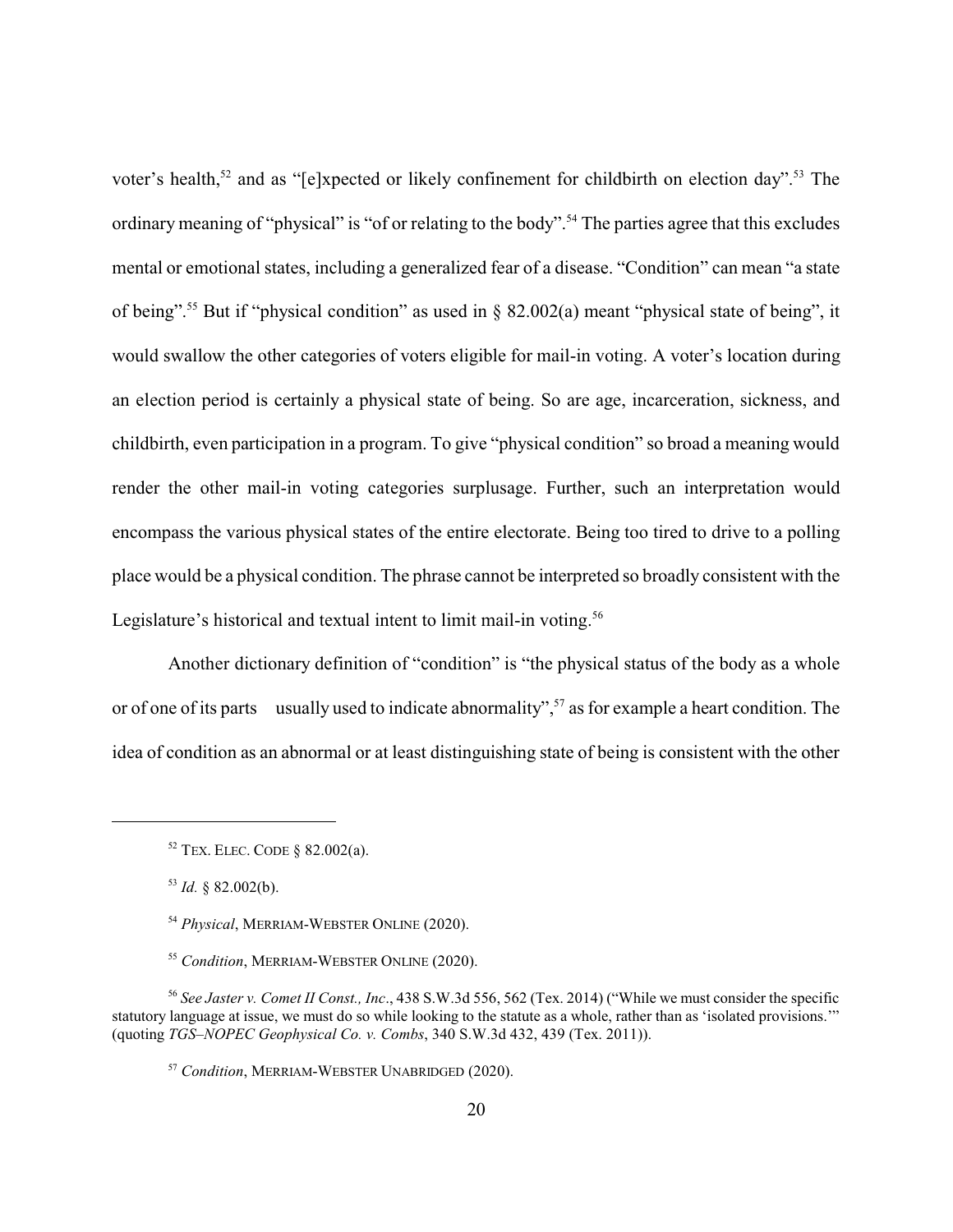voter's health,[52] and as "[e]xpected or likely confinement for childbirth on election day".[53] The ordinary meaning of "physical" is "of or relating to the body".[54] The parties agree that this excludes mental or emotional states, including a generalized fear of a disease. "Condition" can mean "a state of being".[55] But if "physical condition" as used in § 82.002(a) meant "physical state of being", it would swallow the other categories of voters eligible for mail-in voting. A voter's location during an election period is certainly a physical state of being. So are age, incarceration, sickness, and childbirth, even participation in a program. To give "physical condition" so broad a meaning would render the other mail-in voting categories surplusage. Further, such an interpretation would encompass the various physical states of the entire electorate. Being too tired to drive to a polling place would be a physical condition. The phrase cannot be interpreted so broadly consistent with the Legislature's historical and textual intent to limit mail-in voting.[56]

Another dictionary definition of "condition" is "the physical status of the body as a whole or of one of its parts usually used to indicate abnormality",[57] as for example a heart condition. The idea of condition as an abnormal or at least distinguishing state of being is consistent with the other

---

[52] TEX. ELEC. CODE § 82.002(a).

[53] *Id.* § 82.002(b).

[54] *Physical*, MERRIAM-WEBSTER ONLINE (2020).

[55] *Condition*, MERRIAM-WEBSTER ONLINE (2020).

[56] *See Jaster v. Comet II Const., Inc.*, 438 S.W.3d 556, 562 (Tex. 2014) ("While we must consider the specific statutory language at issue, we must do so while looking to the statute as a whole, rather than as 'isolated provisions.'" (quoting *TGS–NOPEC Geophysical Co. v. Combs*, 340 S.W.3d 432, 439 (Tex. 2011)).

[57] *Condition*, MERRIAM-WEBSTER UNABRIDGED (2020).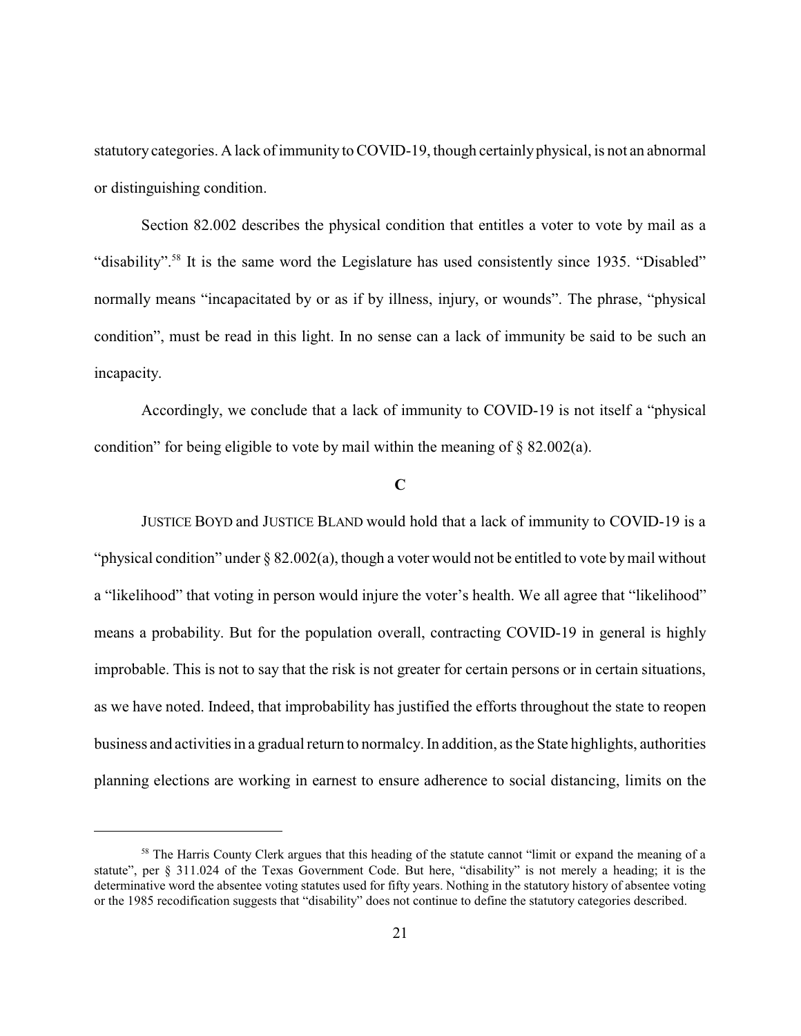statutory categories. A lack of immunity to COVID-19, though certainly physical, is not an abnormal or distinguishing condition.

Section 82.002 describes the physical condition that entitles a voter to vote by mail as a "disability".[58] It is the same word the Legislature has used consistently since 1935. "Disabled" normally means "incapacitated by or as if by illness, injury, or wounds". The phrase, "physical condition", must be read in this light. In no sense can a lack of immunity be said to be such an incapacity.

Accordingly, we conclude that a lack of immunity to COVID-19 is not itself a "physical condition" for being eligible to vote by mail within the meaning of § 82.002(a).

**C**

JUSTICE BOYD and JUSTICE BLAND would hold that a lack of immunity to COVID-19 is a "physical condition" under § 82.002(a), though a voter would not be entitled to vote by mail without a "likelihood" that voting in person would injure the voter's health. We all agree that "likelihood" means a probability. But for the population overall, contracting COVID-19 in general is highly improbable. This is not to say that the risk is not greater for certain persons or in certain situations, as we have noted. Indeed, that improbability has justified the efforts throughout the state to reopen business and activities in a gradual return to normalcy. In addition, as the State highlights, authorities planning elections are working in earnest to ensure adherence to social distancing, limits on the

---

[58] The Harris County Clerk argues that this heading of the statute cannot "limit or expand the meaning of a statute", per § 311.024 of the Texas Government Code. But here, "disability" is not merely a heading; it is the determinative word the absentee voting statutes used for fifty years. Nothing in the statutory history of absentee voting or the 1985 recodification suggests that "disability" does not continue to define the statutory categories described.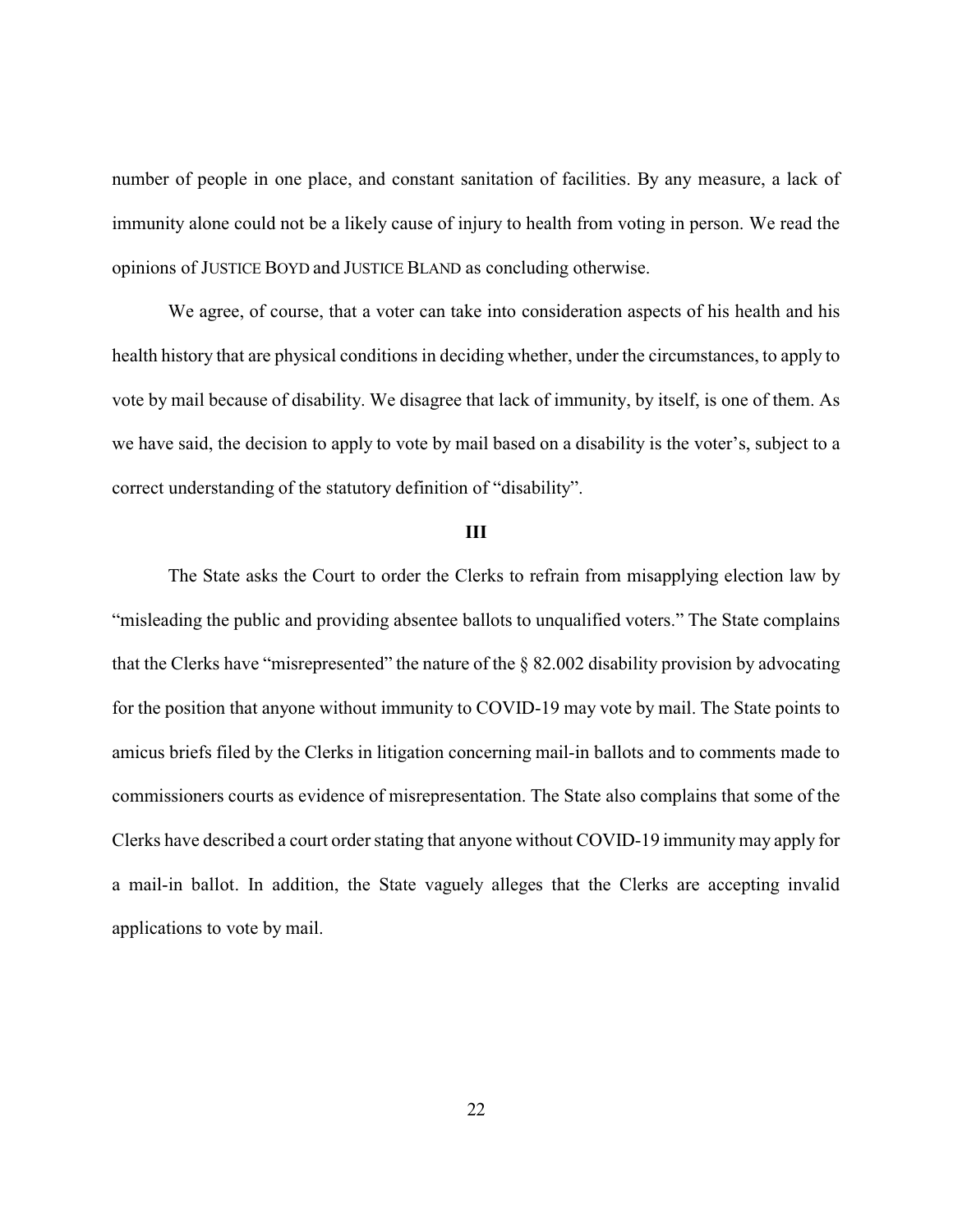number of people in one place, and constant sanitation of facilities. By any measure, a lack of immunity alone could not be a likely cause of injury to health from voting in person. We read the opinions of JUSTICE BOYD and JUSTICE BLAND as concluding otherwise.

We agree, of course, that a voter can take into consideration aspects of his health and his health history that are physical conditions in deciding whether, under the circumstances, to apply to vote by mail because of disability. We disagree that lack of immunity, by itself, is one of them. As we have said, the decision to apply to vote by mail based on a disability is the voter's, subject to a correct understanding of the statutory definition of "disability".

## III

The State asks the Court to order the Clerks to refrain from misapplying election law by "misleading the public and providing absentee ballots to unqualified voters." The State complains that the Clerks have "misrepresented" the nature of the § 82.002 disability provision by advocating for the position that anyone without immunity to COVID-19 may vote by mail. The State points to amicus briefs filed by the Clerks in litigation concerning mail-in ballots and to comments made to commissioners courts as evidence of misrepresentation. The State also complains that some of the Clerks have described a court order stating that anyone without COVID-19 immunity may apply for a mail-in ballot. In addition, the State vaguely alleges that the Clerks are accepting invalid applications to vote by mail.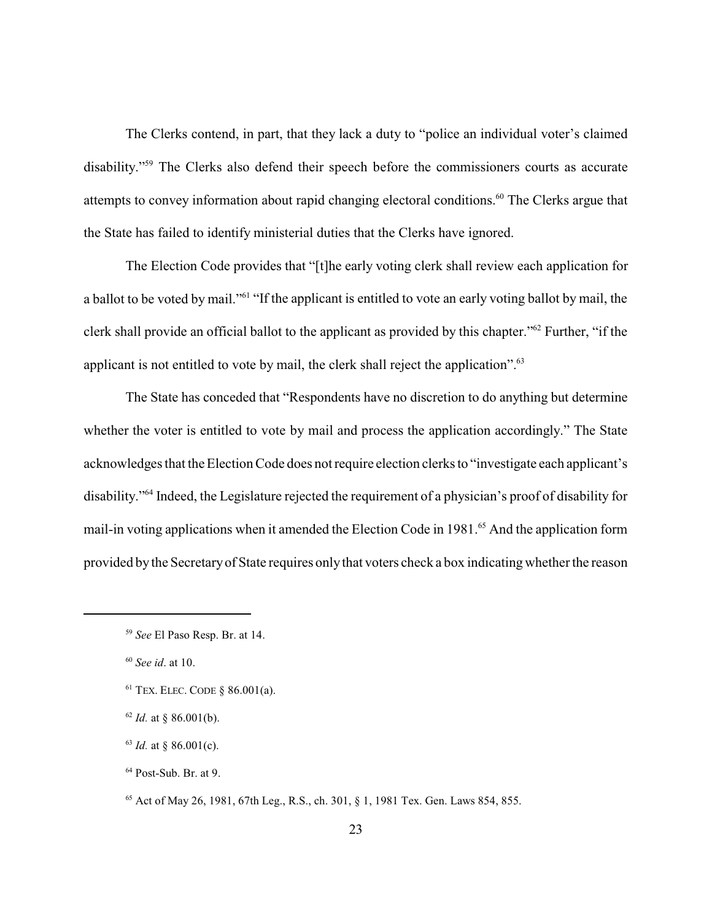The Clerks contend, in part, that they lack a duty to "police an individual voter's claimed disability."[59] The Clerks also defend their speech before the commissioners courts as accurate attempts to convey information about rapid changing electoral conditions.[60] The Clerks argue that the State has failed to identify ministerial duties that the Clerks have ignored.

The Election Code provides that "[t]he early voting clerk shall review each application for a ballot to be voted by mail."[61] "If the applicant is entitled to vote an early voting ballot by mail, the clerk shall provide an official ballot to the applicant as provided by this chapter."[62] Further, "if the applicant is not entitled to vote by mail, the clerk shall reject the application".[63]

The State has conceded that "Respondents have no discretion to do anything but determine whether the voter is entitled to vote by mail and process the application accordingly." The State acknowledges that the Election Code does not require election clerks to "investigate each applicant's disability."[64] Indeed, the Legislature rejected the requirement of a physician's proof of disability for mail-in voting applications when it amended the Election Code in 1981.[65] And the application form provided by the Secretary of State requires only that voters check a box indicating whether the reason

---

[59] *See* El Paso Resp. Br. at 14.

[60] *See id*. at 10.

[61] TEX. ELEC. CODE § 86.001(a).

[62] *Id.* at § 86.001(b).

[63] *Id.* at § 86.001(c).

[64] Post-Sub. Br. at 9.

[65] Act of May 26, 1981, 67th Leg., R.S., ch. 301, § 1, 1981 Tex. Gen. Laws 854, 855.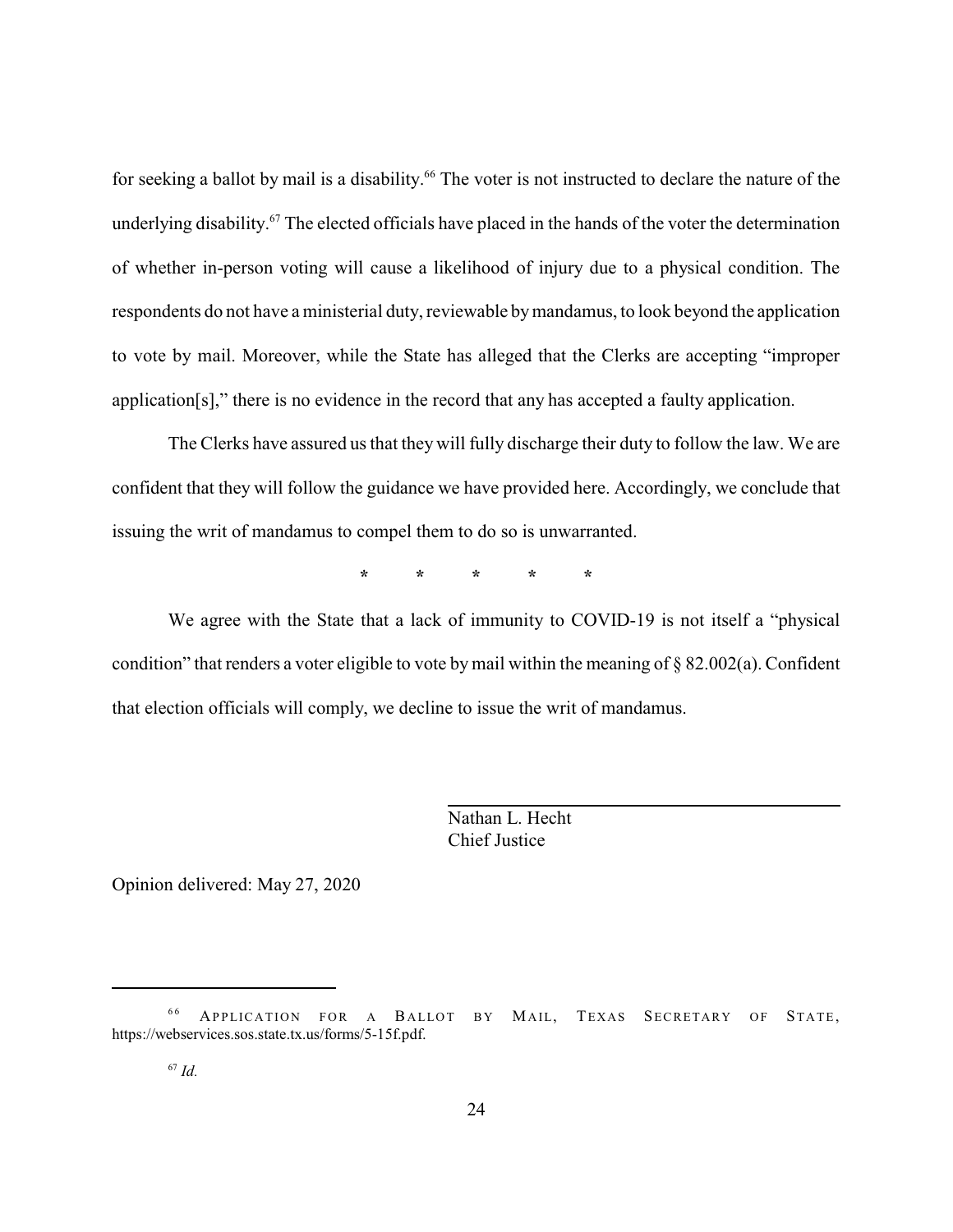for seeking a ballot by mail is a disability.[66] The voter is not instructed to declare the nature of the underlying disability.[67] The elected officials have placed in the hands of the voter the determination of whether in-person voting will cause a likelihood of injury due to a physical condition. The respondents do not have a ministerial duty, reviewable by mandamus, to look beyond the application to vote by mail. Moreover, while the State has alleged that the Clerks are accepting "improper application[s]," there is no evidence in the record that any has accepted a faulty application.

The Clerks have assured us that they will fully discharge their duty to follow the law. We are confident that they will follow the guidance we have provided here. Accordingly, we conclude that issuing the writ of mandamus to compel them to do so is unwarranted.

\* \* \* \* \*

We agree with the State that a lack of immunity to COVID-19 is not itself a "physical condition" that renders a voter eligible to vote by mail within the meaning of § 82.002(a). Confident that election officials will comply, we decline to issue the writ of mandamus.

Nathan L. Hecht
Chief Justice

Opinion delivered: May 27, 2020

---

[66] APPLICATION FOR A BALLOT BY MAIL, TEXAS SECRETARY OF STATE, https://webservices.sos.state.tx.us/forms/5-15f.pdf.

[67] *Id.*